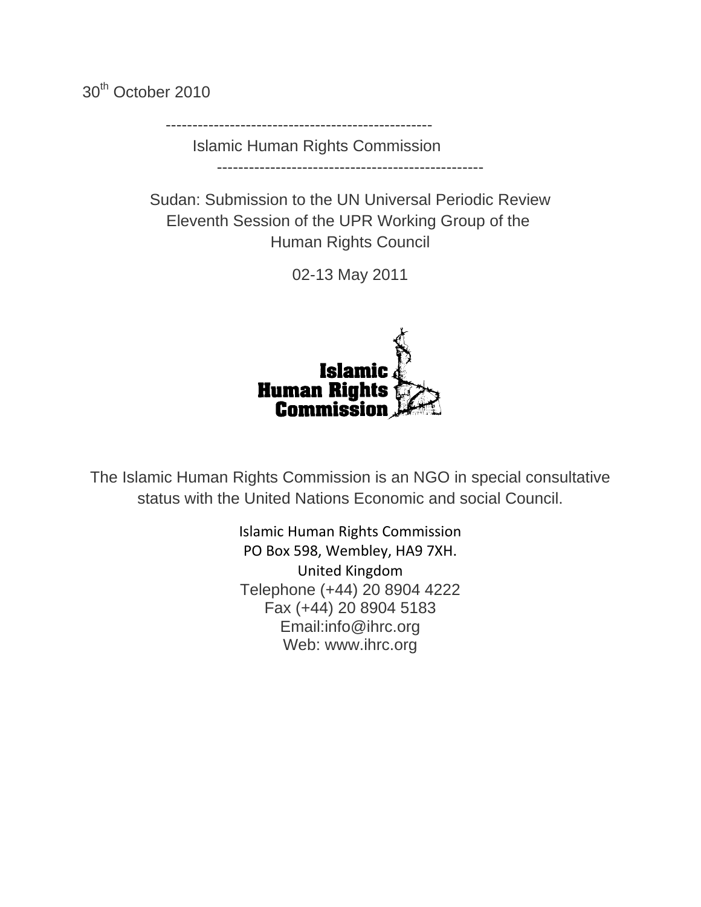30th October 2010

---

Islamic Human Rights Commission

---

# Sudan: Submission to the UN Universal Periodic Review Eleventh Session of the UPR Working Group of the Human Rights Council

02-13 May 2011

Islamic Human Rights Commission

The Islamic Human Rights Commission is an NGO in special consultative status with the United Nations Economic and social Council.

Islamic Human Rights Commission  
PO Box 598, Wembley, HA9 7XH.  
United Kingdom  
Telephone (+44) 20 8904 4222  
Fax (+44) 20 8904 5183  
Email:info@ihrc.org  
Web: www.ihrc.org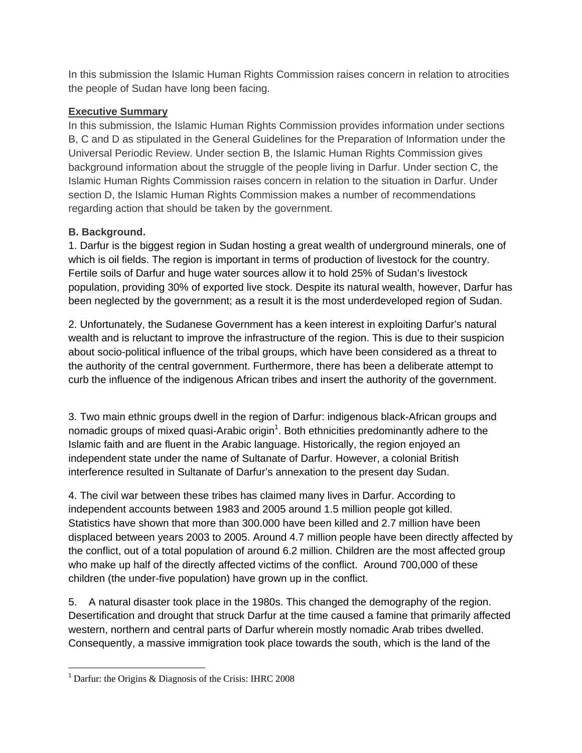In this submission the Islamic Human Rights Commission raises concern in relation to atrocities the people of Sudan have long been facing.

**Executive Summary**

In this submission, the Islamic Human Rights Commission provides information under sections B, C and D as stipulated in the General Guidelines for the Preparation of Information under the Universal Periodic Review. Under section B, the Islamic Human Rights Commission gives background information about the struggle of the people living in Darfur. Under section C, the Islamic Human Rights Commission raises concern in relation to the situation in Darfur. Under section D, the Islamic Human Rights Commission makes a number of recommendations regarding action that should be taken by the government.

**B. Background.**

1. Darfur is the biggest region in Sudan hosting a great wealth of underground minerals, one of which is oil fields. The region is important in terms of production of livestock for the country. Fertile soils of Darfur and huge water sources allow it to hold 25% of Sudan's livestock population, providing 30% of exported live stock. Despite its natural wealth, however, Darfur has been neglected by the government; as a result it is the most underdeveloped region of Sudan.

2. Unfortunately, the Sudanese Government has a keen interest in exploiting Darfur's natural wealth and is reluctant to improve the infrastructure of the region. This is due to their suspicion about socio-political influence of the tribal groups, which have been considered as a threat to the authority of the central government. Furthermore, there has been a deliberate attempt to curb the influence of the indigenous African tribes and insert the authority of the government.

3. Two main ethnic groups dwell in the region of Darfur: indigenous black-African groups and nomadic groups of mixed quasi-Arabic origin[1]. Both ethnicities predominantly adhere to the Islamic faith and are fluent in the Arabic language. Historically, the region enjoyed an independent state under the name of Sultanate of Darfur. However, a colonial British interference resulted in Sultanate of Darfur's annexation to the present day Sudan.

4. The civil war between these tribes has claimed many lives in Darfur. According to independent accounts between 1983 and 2005 around 1.5 million people got killed. Statistics have shown that more than 300.000 have been killed and 2.7 million have been displaced between years 2003 to 2005. Around 4.7 million people have been directly affected by the conflict, out of a total population of around 6.2 million. Children are the most affected group who make up half of the directly affected victims of the conflict. Around 700,000 of these children (the under-five population) have grown up in the conflict.

5. A natural disaster took place in the 1980s. This changed the demography of the region. Desertification and drought that struck Darfur at the time caused a famine that primarily affected western, northern and central parts of Darfur wherein mostly nomadic Arab tribes dwelled. Consequently, a massive immigration took place towards the south, which is the land of the

[1] Darfur: the Origins & Diagnosis of the Crisis: IHRC 2008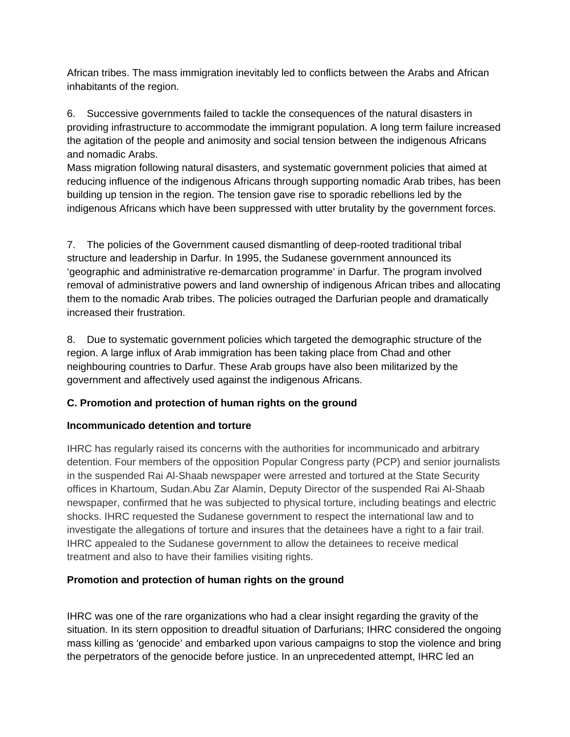African tribes. The mass immigration inevitably led to conflicts between the Arabs and African inhabitants of the region.

6. Successive governments failed to tackle the consequences of the natural disasters in providing infrastructure to accommodate the immigrant population. A long term failure increased the agitation of the people and animosity and social tension between the indigenous Africans and nomadic Arabs.
Mass migration following natural disasters, and systematic government policies that aimed at reducing influence of the indigenous Africans through supporting nomadic Arab tribes, has been building up tension in the region. The tension gave rise to sporadic rebellions led by the indigenous Africans which have been suppressed with utter brutality by the government forces.

7. The policies of the Government caused dismantling of deep-rooted traditional tribal structure and leadership in Darfur. In 1995, the Sudanese government announced its 'geographic and administrative re-demarcation programme' in Darfur. The program involved removal of administrative powers and land ownership of indigenous African tribes and allocating them to the nomadic Arab tribes. The policies outraged the Darfurian people and dramatically increased their frustration.

8. Due to systematic government policies which targeted the demographic structure of the region. A large influx of Arab immigration has been taking place from Chad and other neighbouring countries to Darfur. These Arab groups have also been militarized by the government and affectively used against the indigenous Africans.

**C. Promotion and protection of human rights on the ground**

**Incommunicado detention and torture**

IHRC has regularly raised its concerns with the authorities for incommunicado and arbitrary detention. Four members of the opposition Popular Congress party (PCP) and senior journalists in the suspended Rai Al-Shaab newspaper were arrested and tortured at the State Security offices in Khartoum, Sudan.Abu Zar Alamin, Deputy Director of the suspended Rai Al-Shaab newspaper, confirmed that he was subjected to physical torture, including beatings and electric shocks. IHRC requested the Sudanese government to respect the international law and to investigate the allegations of torture and insures that the detainees have a right to a fair trail. IHRC appealed to the Sudanese government to allow the detainees to receive medical treatment and also to have their families visiting rights.

**Promotion and protection of human rights on the ground**

IHRC was one of the rare organizations who had a clear insight regarding the gravity of the situation. In its stern opposition to dreadful situation of Darfurians; IHRC considered the ongoing mass killing as 'genocide' and embarked upon various campaigns to stop the violence and bring the perpetrators of the genocide before justice. In an unprecedented attempt, IHRC led an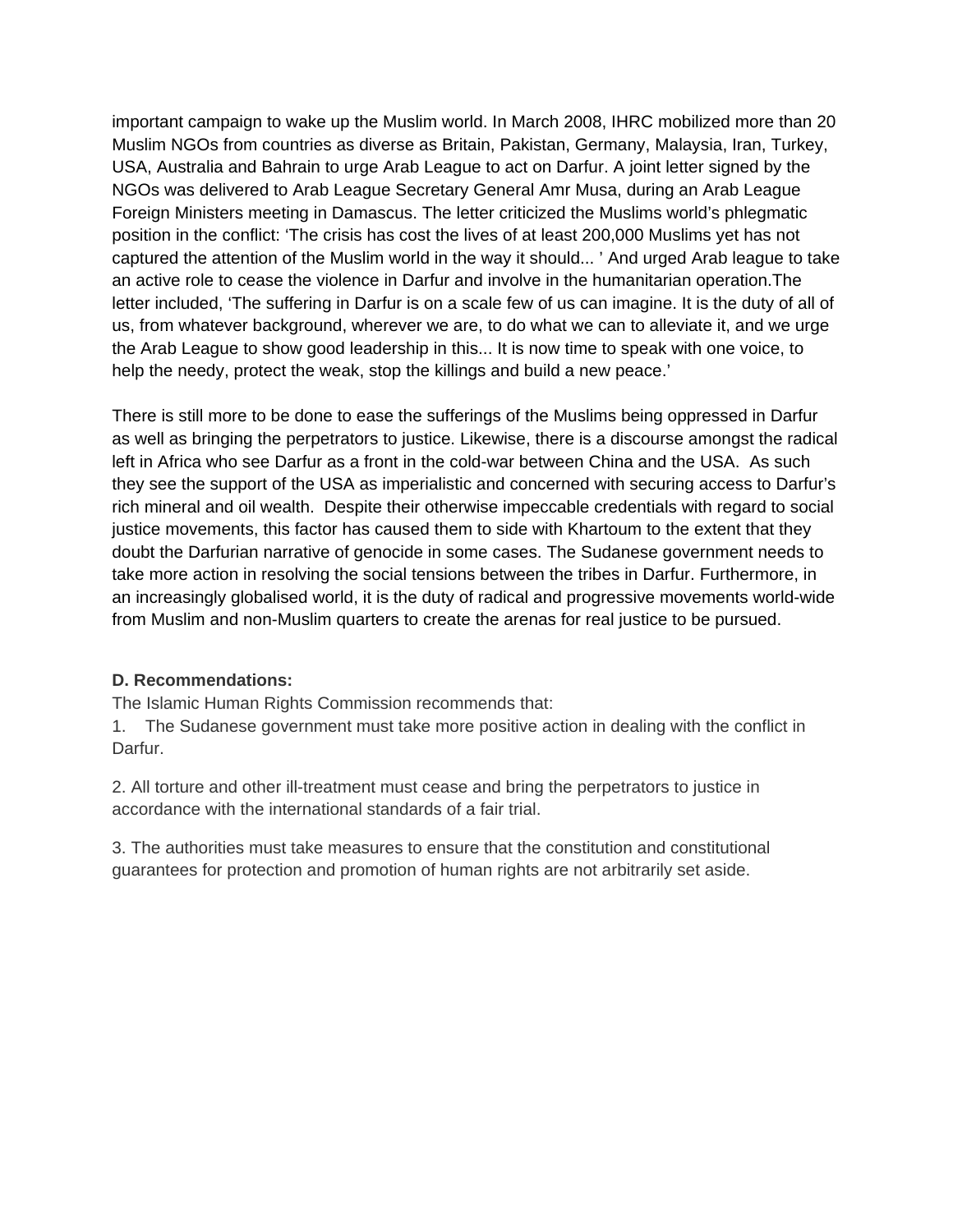important campaign to wake up the Muslim world. In March 2008, IHRC mobilized more than 20 Muslim NGOs from countries as diverse as Britain, Pakistan, Germany, Malaysia, Iran, Turkey, USA, Australia and Bahrain to urge Arab League to act on Darfur. A joint letter signed by the NGOs was delivered to Arab League Secretary General Amr Musa, during an Arab League Foreign Ministers meeting in Damascus. The letter criticized the Muslims world's phlegmatic position in the conflict: 'The crisis has cost the lives of at least 200,000 Muslims yet has not captured the attention of the Muslim world in the way it should... ' And urged Arab league to take an active role to cease the violence in Darfur and involve in the humanitarian operation.The letter included, 'The suffering in Darfur is on a scale few of us can imagine. It is the duty of all of us, from whatever background, wherever we are, to do what we can to alleviate it, and we urge the Arab League to show good leadership in this... It is now time to speak with one voice, to help the needy, protect the weak, stop the killings and build a new peace.'

There is still more to be done to ease the sufferings of the Muslims being oppressed in Darfur as well as bringing the perpetrators to justice. Likewise, there is a discourse amongst the radical left in Africa who see Darfur as a front in the cold-war between China and the USA. As such they see the support of the USA as imperialistic and concerned with securing access to Darfur's rich mineral and oil wealth. Despite their otherwise impeccable credentials with regard to social justice movements, this factor has caused them to side with Khartoum to the extent that they doubt the Darfurian narrative of genocide in some cases. The Sudanese government needs to take more action in resolving the social tensions between the tribes in Darfur. Furthermore, in an increasingly globalised world, it is the duty of radical and progressive movements world-wide from Muslim and non-Muslim quarters to create the arenas for real justice to be pursued.

**D. Recommendations:**

The Islamic Human Rights Commission recommends that:

1. The Sudanese government must take more positive action in dealing with the conflict in Darfur.

2. All torture and other ill-treatment must cease and bring the perpetrators to justice in accordance with the international standards of a fair trial.

3. The authorities must take measures to ensure that the constitution and constitutional guarantees for protection and promotion of human rights are not arbitrarily set aside.